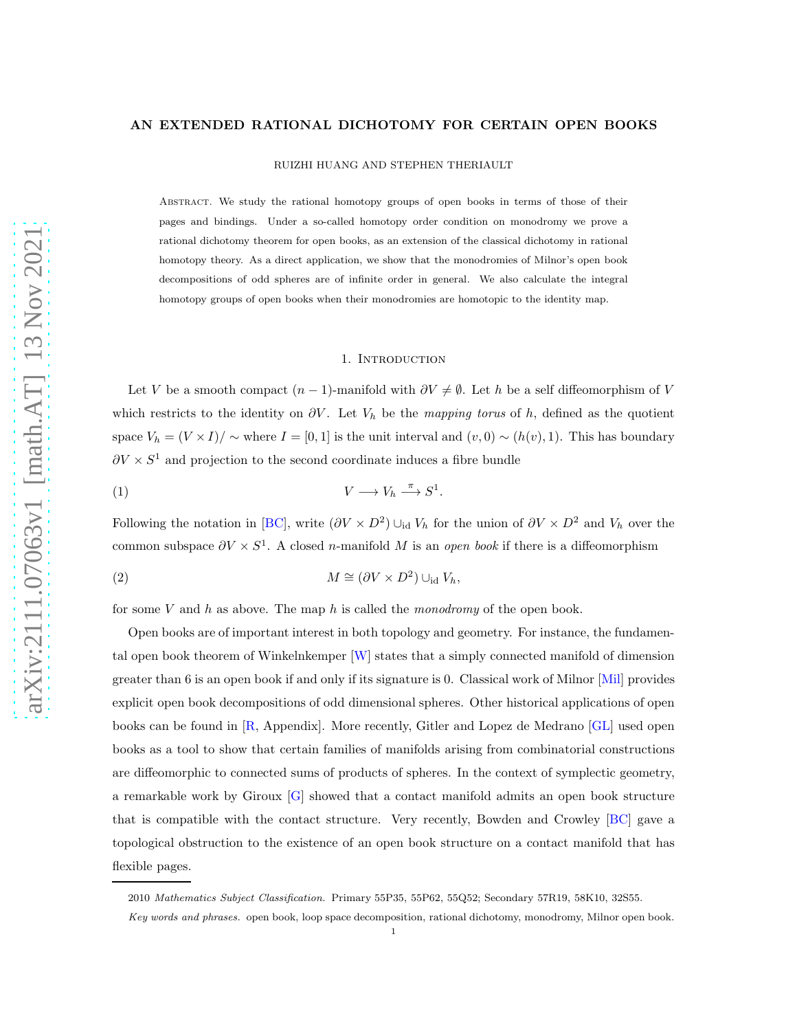# AN EXTENDED RATIONAL DICHOTOMY FOR CERTAIN OPEN BOOKS

RUIZHI HUANG AND STEPHEN THERIAULT

Abstract. We study the rational homotopy groups of open books in terms of those of their pages and bindings. Under a so-called homotopy order condition on monodromy we prove a rational dichotomy theorem for open books, as an extension of the classical dichotomy in rational homotopy theory. As a direct application, we show that the monodromies of Milnor's open book decompositions of odd spheres are of infinite order in general. We also calculate the integral homotopy groups of open books when their monodromies are homotopic to the identity map.

## 1. Introduction

Let $V$ be a smooth compact $(n-1)$-manifold with $\partial V \neq \emptyset$. Let $h$ be a self diffeomorphism of $V$ which restricts to the identity on $\partial V$. Let $V_h$ be the *mapping torus* of $h$, defined as the quotient space $V_h = (V \times I)/\sim$ where $I = [0,1]$ is the unit interval and $(v,0) \sim (h(v),1)$. This has boundary $\partial V \times S^1$ and projection to the second coordinate induces a fibre bundle

$$V \longrightarrow V_h \xrightarrow{\pi} S^1. \tag{1}$$

Following the notation in [BC], write $(\partial V \times D^2) \cup_{\mathrm{id}} V_h$ for the union of $\partial V \times D^2$ and $V_h$ over the common subspace $\partial V \times S^1$. A closed $n$-manifold $M$ is an *open book* if there is a diffeomorphism

$$M \cong (\partial V \times D^2) \cup_{\mathrm{id}} V_h, \tag{2}$$

for some $V$ and $h$ as above. The map $h$ is called the *monodromy* of the open book.

Open books are of important interest in both topology and geometry. For instance, the fundamental open book theorem of Winkelnkemper [W] states that a simply connected manifold of dimension greater than 6 is an open book if and only if its signature is 0. Classical work of Milnor [Mil] provides explicit open book decompositions of odd dimensional spheres. Other historical applications of open books can be found in [R, Appendix]. More recently, Gitler and Lopez de Medrano [GL] used open books as a tool to show that certain families of manifolds arising from combinatorial constructions are diffeomorphic to connected sums of products of spheres. In the context of symplectic geometry, a remarkable work by Giroux [G] showed that a contact manifold admits an open book structure that is compatible with the contact structure. Very recently, Bowden and Crowley [BC] gave a topological obstruction to the existence of an open book structure on a contact manifold that has flexible pages.

2010 *Mathematics Subject Classification.* Primary 55P35, 55P62, 55Q52; Secondary 57R19, 58K10, 32S55.

*Key words and phrases.* open book, loop space decomposition, rational dichotomy, monodromy, Milnor open book.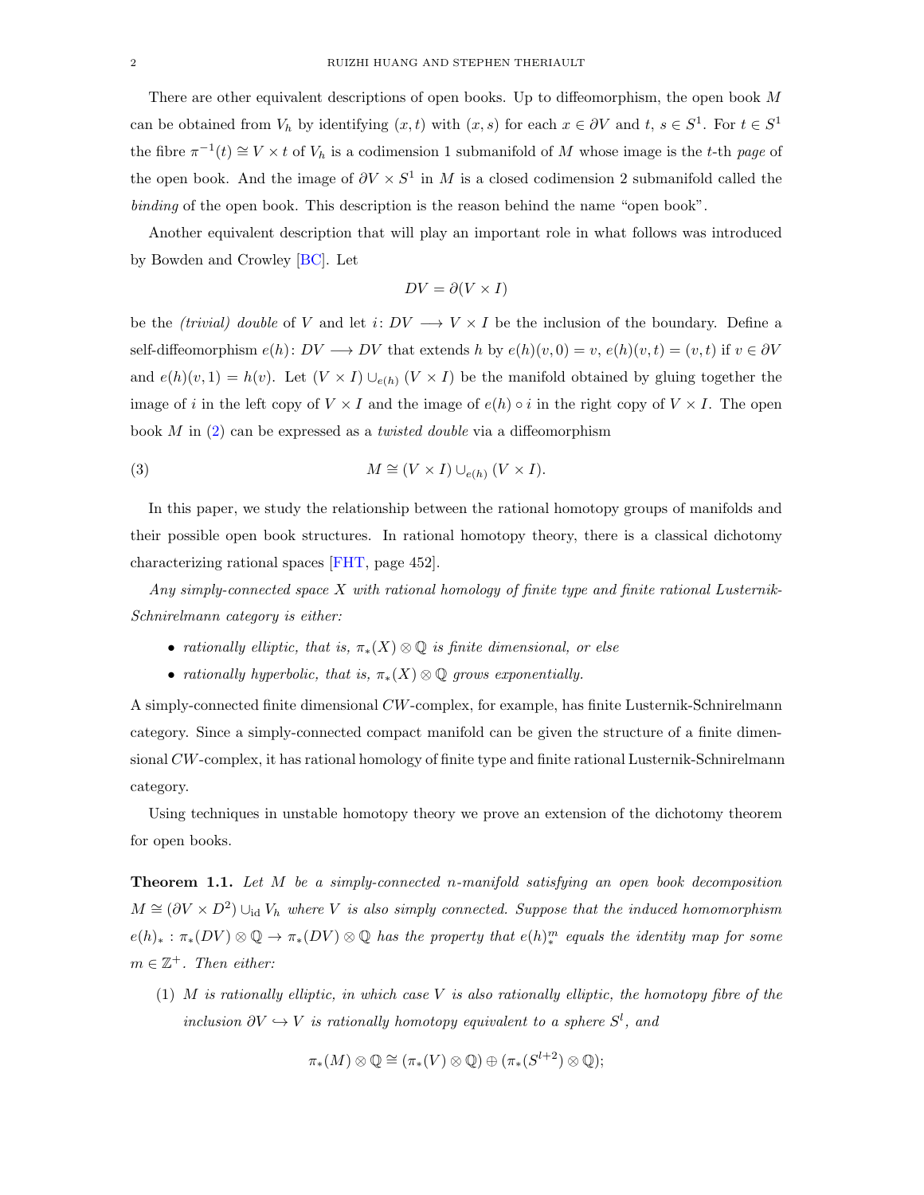There are other equivalent descriptions of open books. Up to diffeomorphism, the open book $M$ can be obtained from $V_h$ by identifying $(x,t)$ with $(x,s)$ for each $x \in \partial V$ and $t,\, s \in S^1$. For $t \in S^1$ the fibre $\pi^{-1}(t) \cong V \times t$ of $V_h$ is a codimension 1 submanifold of $M$ whose image is the $t$-th *page* of the open book. And the image of $\partial V \times S^1$ in $M$ is a closed codimension 2 submanifold called the *binding* of the open book. This description is the reason behind the name "open book".

Another equivalent description that will play an important role in what follows was introduced by Bowden and Crowley [BC]. Let

$$DV = \partial(V \times I)$$

be the *(trivial) double* of $V$ and let $i\colon DV \longrightarrow V \times I$ be the inclusion of the boundary. Define a self-diffeomorphism $e(h)\colon DV \longrightarrow DV$ that extends $h$ by $e(h)(v,0) = v$, $e(h)(v,t) = (v,t)$ if $v \in \partial V$ and $e(h)(v,1) = h(v)$. Let $(V \times I) \cup_{e(h)} (V \times I)$ be the manifold obtained by gluing together the image of $i$ in the left copy of $V \times I$ and the image of $e(h) \circ i$ in the right copy of $V \times I$. The open book $M$ in (2) can be expressed as a *twisted double* via a diffeomorphism

$$M \cong (V \times I) \cup_{e(h)} (V \times I). \tag{3}$$

In this paper, we study the relationship between the rational homotopy groups of manifolds and their possible open book structures. In rational homotopy theory, there is a classical dichotomy characterizing rational spaces [FHT, page 452].

*Any simply-connected space $X$ with rational homology of finite type and finite rational Lusternik-Schnirelmann category is either:*

- *rationally elliptic, that is, $\pi_*(X) \otimes \mathbb{Q}$ is finite dimensional, or else*
- *rationally hyperbolic, that is, $\pi_*(X) \otimes \mathbb{Q}$ grows exponentially.*

A simply-connected finite dimensional $CW$-complex, for example, has finite Lusternik-Schnirelmann category. Since a simply-connected compact manifold can be given the structure of a finite dimensional $CW$-complex, it has rational homology of finite type and finite rational Lusternik-Schnirelmann category.

Using techniques in unstable homotopy theory we prove an extension of the dichotomy theorem for open books.

**Theorem 1.1.** *Let $M$ be a simply-connected $n$-manifold satisfying an open book decomposition $M \cong (\partial V \times D^2) \cup_{\mathrm{id}} V_h$ where $V$ is also simply connected. Suppose that the induced homomorphism $e(h)_* : \pi_*(DV) \otimes \mathbb{Q} \to \pi_*(DV) \otimes \mathbb{Q}$ has the property that $e(h)_*^m$ equals the identity map for some $m \in \mathbb{Z}^+$. Then either:*

1. *$M$ is rationally elliptic, in which case $V$ is also rationally elliptic, the homotopy fibre of the inclusion $\partial V \hookrightarrow V$ is rationally homotopy equivalent to a sphere $S^l$, and*

$$\pi_*(M) \otimes \mathbb{Q} \cong (\pi_*(V) \otimes \mathbb{Q}) \oplus (\pi_*(S^{l+2}) \otimes \mathbb{Q});$$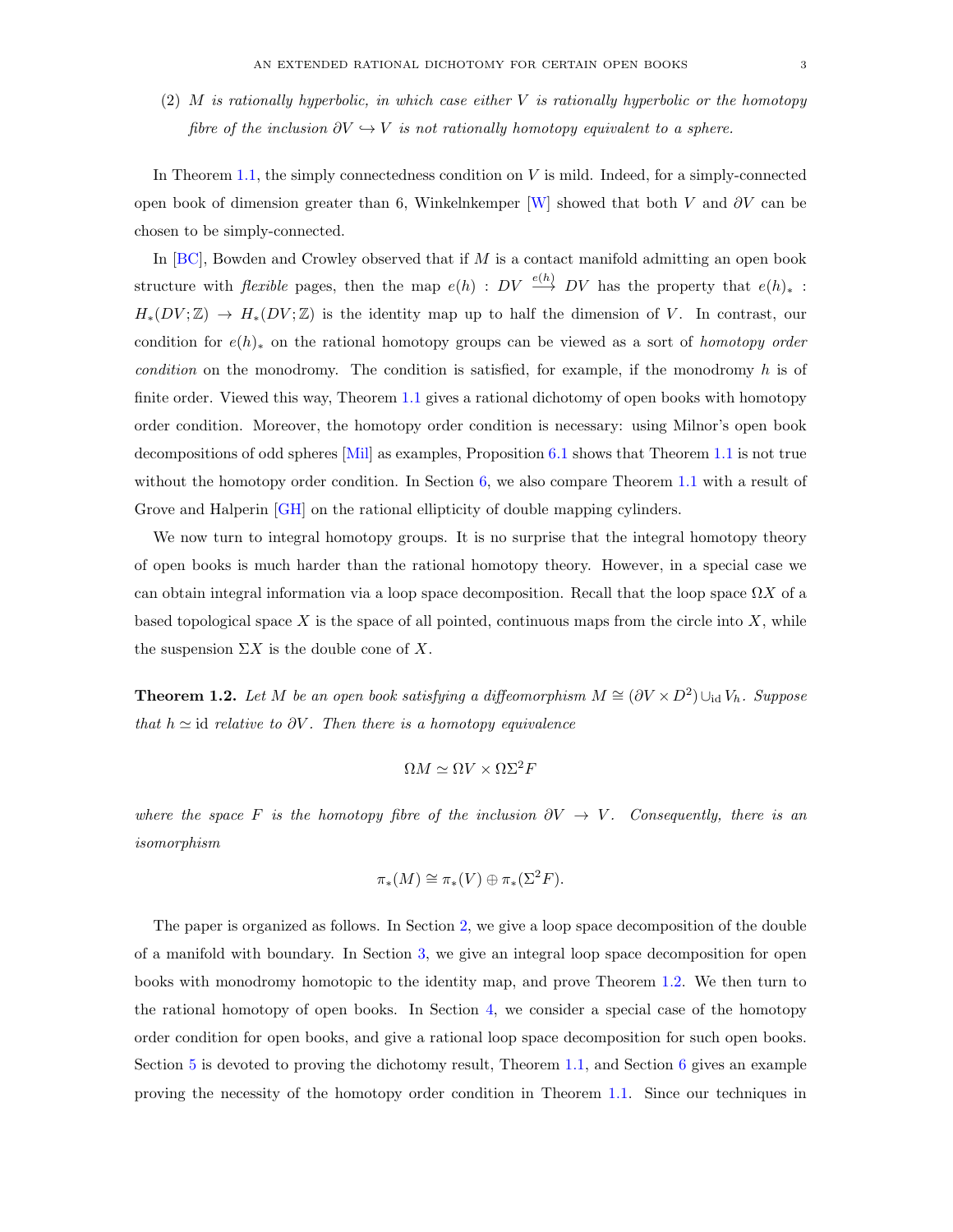(2) *$M$ is rationally hyperbolic, in which case either $V$ is rationally hyperbolic or the homotopy fibre of the inclusion $\partial V \hookrightarrow V$ is not rationally homotopy equivalent to a sphere.*

In Theorem 1.1, the simply connectedness condition on $V$ is mild. Indeed, for a simply-connected open book of dimension greater than 6, Winkelnkemper [W] showed that both $V$ and $\partial V$ can be chosen to be simply-connected.

In [BC], Bowden and Crowley observed that if $M$ is a contact manifold admitting an open book structure with *flexible* pages, then the map $e(h) : DV \xrightarrow{e(h)} DV$ has the property that $e(h)_* : H_*(DV;\mathbb{Z}) \to H_*(DV;\mathbb{Z})$ is the identity map up to half the dimension of $V$. In contrast, our condition for $e(h)_*$ on the rational homotopy groups can be viewed as a sort of *homotopy order condition* on the monodromy. The condition is satisfied, for example, if the monodromy $h$ is of finite order. Viewed this way, Theorem 1.1 gives a rational dichotomy of open books with homotopy order condition. Moreover, the homotopy order condition is necessary: using Milnor's open book decompositions of odd spheres [Mil] as examples, Proposition 6.1 shows that Theorem 1.1 is not true without the homotopy order condition. In Section 6, we also compare Theorem 1.1 with a result of Grove and Halperin [GH] on the rational ellipticity of double mapping cylinders.

We now turn to integral homotopy groups. It is no surprise that the integral homotopy theory of open books is much harder than the rational homotopy theory. However, in a special case we can obtain integral information via a loop space decomposition. Recall that the loop space $\Omega X$ of a based topological space $X$ is the space of all pointed, continuous maps from the circle into $X$, while the suspension $\Sigma X$ is the double cone of $X$.

**Theorem 1.2.** *Let $M$ be an open book satisfying a diffeomorphism $M \cong (\partial V \times D^2) \cup_{\mathrm{id}} V_h$. Suppose that $h \simeq \mathrm{id}$ relative to $\partial V$. Then there is a homotopy equivalence*

$$\Omega M \simeq \Omega V \times \Omega \Sigma^2 F$$

*where the space $F$ is the homotopy fibre of the inclusion $\partial V \to V$. Consequently, there is an isomorphism*

$$\pi_*(M) \cong \pi_*(V) \oplus \pi_*(\Sigma^2 F).$$

The paper is organized as follows. In Section 2, we give a loop space decomposition of the double of a manifold with boundary. In Section 3, we give an integral loop space decomposition for open books with monodromy homotopic to the identity map, and prove Theorem 1.2. We then turn to the rational homotopy of open books. In Section 4, we consider a special case of the homotopy order condition for open books, and give a rational loop space decomposition for such open books. Section 5 is devoted to proving the dichotomy result, Theorem 1.1, and Section 6 gives an example proving the necessity of the homotopy order condition in Theorem 1.1. Since our techniques in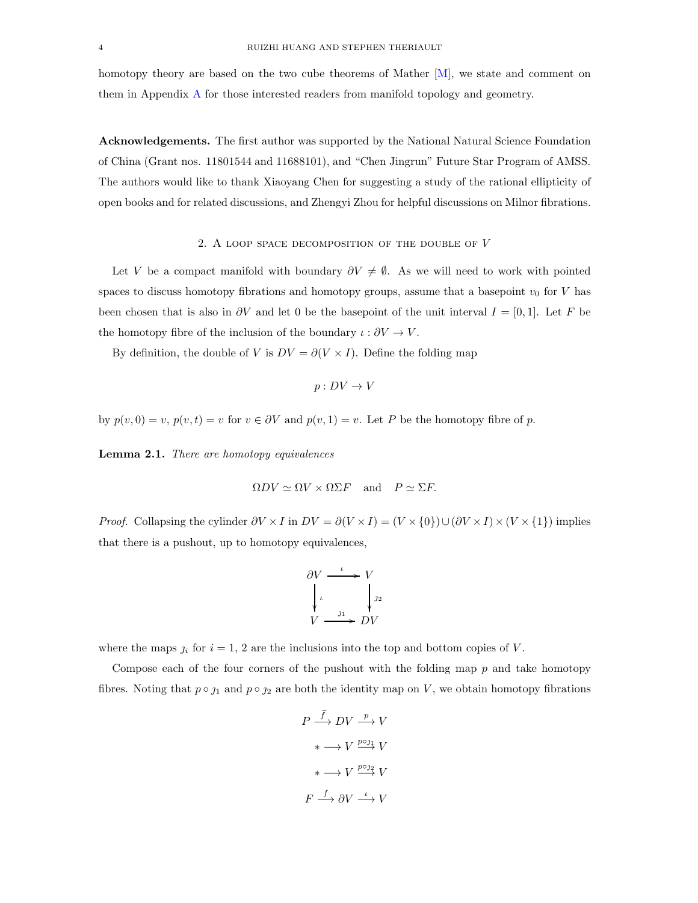homotopy theory are based on the two cube theorems of Mather [M], we state and comment on them in Appendix A for those interested readers from manifold topology and geometry.

**Acknowledgements.** The first author was supported by the National Natural Science Foundation of China (Grant nos. 11801544 and 11688101), and "Chen Jingrun" Future Star Program of AMSS. The authors would like to thank Xiaoyang Chen for suggesting a study of the rational ellipticity of open books and for related discussions, and Zhengyi Zhou for helpful discussions on Milnor fibrations.

## 2. A loop space decomposition of the double of $V$

Let $V$ be a compact manifold with boundary $\partial V \neq \emptyset$. As we will need to work with pointed spaces to discuss homotopy fibrations and homotopy groups, assume that a basepoint $v_0$ for $V$ has been chosen that is also in $\partial V$ and let 0 be the basepoint of the unit interval $I = [0,1]$. Let $F$ be the homotopy fibre of the inclusion of the boundary $\iota : \partial V \to V$.

By definition, the double of $V$ is $DV = \partial(V \times I)$. Define the folding map

$$p : DV \to V$$

by $p(v,0) = v$, $p(v,t) = v$ for $v \in \partial V$ and $p(v,1) = v$. Let $P$ be the homotopy fibre of $p$.

**Lemma 2.1.** *There are homotopy equivalences*

$$\Omega DV \simeq \Omega V \times \Omega \Sigma F \quad \text{and} \quad P \simeq \Sigma F.$$

*Proof.* Collapsing the cylinder $\partial V \times I$ in $DV = \partial(V \times I) = (V \times \{0\}) \cup (\partial V \times I) \times (V \times \{1\})$ implies that there is a pushout, up to homotopy equivalences,

$$\begin{array}{ccc} \partial V & \xrightarrow{\iota} & V \\ \big\downarrow{\scriptstyle \iota} & & \big\downarrow{\scriptstyle \jmath_2} \\ V & \xrightarrow{\jmath_1} & DV \end{array}$$

where the maps $\jmath_i$ for $i = 1, 2$ are the inclusions into the top and bottom copies of $V$.

Compose each of the four corners of the pushout with the folding map $p$ and take homotopy fibres. Noting that $p \circ \jmath_1$ and $p \circ \jmath_2$ are both the identity map on $V$, we obtain homotopy fibrations

$$P \xrightarrow{\tilde{f}} DV \xrightarrow{p} V$$

$$* \longrightarrow V \xrightarrow{p \circ \jmath_1} V$$

$$* \longrightarrow V \xrightarrow{p \circ \jmath_2} V$$

$$F \xrightarrow{f} \partial V \xrightarrow{\iota} V$$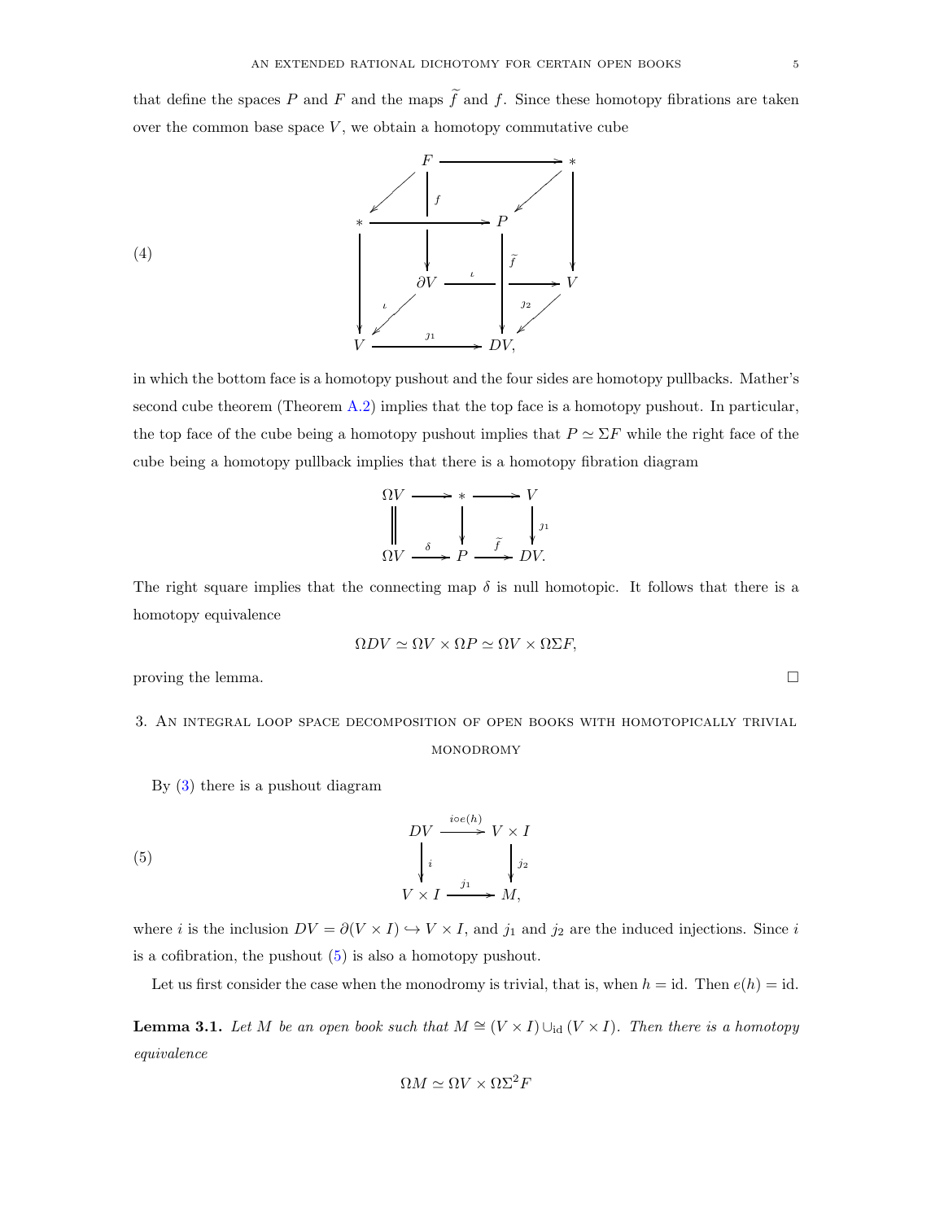that define the spaces $P$ and $F$ and the maps $\widetilde{f}$ and $f$. Since these homotopy fibrations are taken over the common base space $V$, we obtain a homotopy commutative cube

$$
\begin{array}{ccccccc}
 & & F & \longrightarrow & & & * \\
 & \swarrow & & \downarrow f & & \swarrow & \\
* & & \longrightarrow & & P & & \downarrow \\
\downarrow & & & \partial V & \xrightarrow{\iota} & \widetilde{f} \downarrow & V \\
 & \iota \swarrow & & & & j_2 \swarrow & \\
V & & \xrightarrow{j_1} & & DV, & &
\end{array}
\tag{4}
$$

in which the bottom face is a homotopy pushout and the four sides are homotopy pullbacks. Mather's second cube theorem (Theorem A.2) implies that the top face is a homotopy pushout. In particular, the top face of the cube being a homotopy pushout implies that $P \simeq \Sigma F$ while the right face of the cube being a homotopy pullback implies that there is a homotopy fibration diagram

$$
\begin{array}{ccccc}
\Omega V & \longrightarrow & * & \longrightarrow & V \\
\Vert & & \downarrow & & \downarrow j_1 \\
\Omega V & \xrightarrow{\delta} & P & \xrightarrow{\widetilde{f}} & DV.
\end{array}
$$

The right square implies that the connecting map $\delta$ is null homotopic. It follows that there is a homotopy equivalence

$$\Omega DV \simeq \Omega V \times \Omega P \simeq \Omega V \times \Omega \Sigma F,$$

proving the lemma. $\square$

## 3. An integral loop space decomposition of open books with homotopically trivial monodromy

By (3) there is a pushout diagram

$$
\begin{array}{ccc}
DV & \xrightarrow{i \circ e(h)} & V \times I \\
\downarrow i & & \downarrow j_2 \\
V \times I & \xrightarrow{j_1} & M,
\end{array}
\tag{5}
$$

where $i$ is the inclusion $DV = \partial(V \times I) \hookrightarrow V \times I$, and $j_1$ and $j_2$ are the induced injections. Since $i$ is a cofibration, the pushout (5) is also a homotopy pushout.

Let us first consider the case when the monodromy is trivial, that is, when $h = \mathrm{id}$. Then $e(h) = \mathrm{id}$.

**Lemma 3.1.** *Let $M$ be an open book such that $M \cong (V \times I) \cup_{\mathrm{id}} (V \times I)$. Then there is a homotopy equivalence*

$$\Omega M \simeq \Omega V \times \Omega \Sigma^2 F$$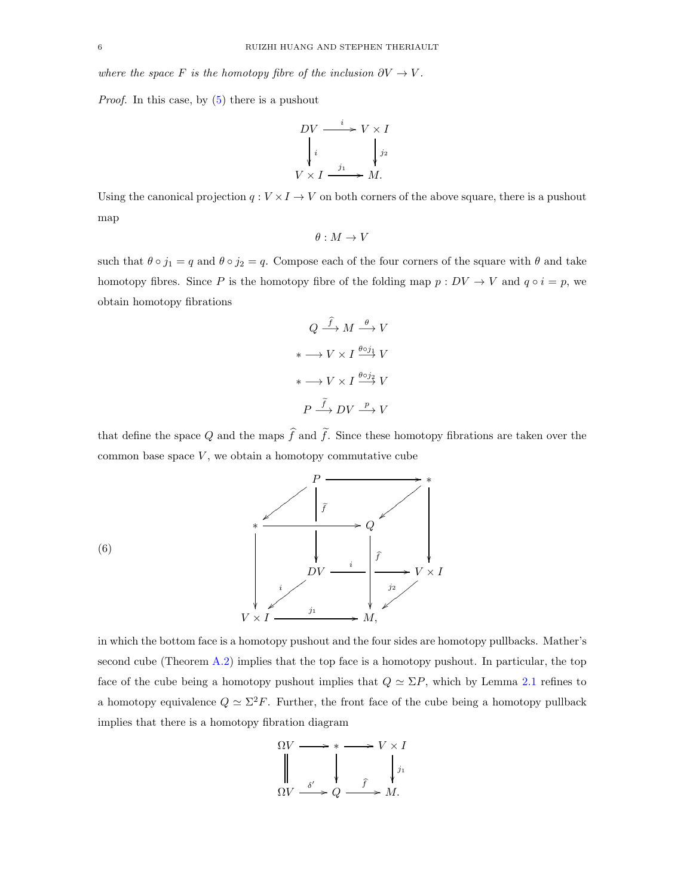*where the space $F$ is the homotopy fibre of the inclusion $\partial V \to V$.*

*Proof.* In this case, by (5) there is a pushout

$$\begin{array}{ccc} DV & \xrightarrow{i} & V \times I \\ \big\downarrow{\scriptstyle i} & & \big\downarrow{\scriptstyle j_2} \\ V \times I & \xrightarrow{j_1} & M. \end{array}$$

Using the canonical projection $q : V \times I \to V$ on both corners of the above square, there is a pushout map

$$\theta : M \to V$$

such that $\theta \circ j_1 = q$ and $\theta \circ j_2 = q$. Compose each of the four corners of the square with $\theta$ and take homotopy fibres. Since $P$ is the homotopy fibre of the folding map $p : DV \to V$ and $q \circ i = p$, we obtain homotopy fibrations

$$Q \xrightarrow{\widehat{f}} M \xrightarrow{\theta} V$$

$$* \longrightarrow V \times I \xrightarrow{\theta \circ j_1} V$$

$$* \longrightarrow V \times I \xrightarrow{\theta \circ j_2} V$$

$$P \xrightarrow{\widetilde{f}} DV \xrightarrow{p} V$$

that define the space $Q$ and the maps $\widehat{f}$ and $\widetilde{f}$. Since these homotopy fibrations are taken over the common base space $V$, we obtain a homotopy commutative cube

$$(6) \qquad \begin{array}{c} \text{Top face: } P \to *,\ P \to *,\ * \to Q,\ * \to Q \\ \text{Bottom face: } DV \xrightarrow{i} V \times I,\ DV \xrightarrow{i} V \times I,\ V \times I \xrightarrow{j_1} M,\ V \times I \xrightarrow{j_2} M \\ \text{Vertical maps: } P \xrightarrow{\widetilde{f}} DV,\ * \to V \times I,\ * \to V \times I,\ Q \xrightarrow{\widehat{f}} M, \end{array}$$

in which the bottom face is a homotopy pushout and the four sides are homotopy pullbacks. Mather's second cube (Theorem A.2) implies that the top face is a homotopy pushout. In particular, the top face of the cube being a homotopy pushout implies that $Q \simeq \Sigma P$, which by Lemma 2.1 refines to a homotopy equivalence $Q \simeq \Sigma^2 F$. Further, the front face of the cube being a homotopy pullback implies that there is a homotopy fibration diagram

$$\begin{array}{ccccc} \Omega V & \longrightarrow & * & \longrightarrow & V \times I \\ \big\| & & \big\downarrow & & \big\downarrow{\scriptstyle j_1} \\ \Omega V & \xrightarrow{\delta'} & Q & \xrightarrow{\widehat{f}} & M. \end{array}$$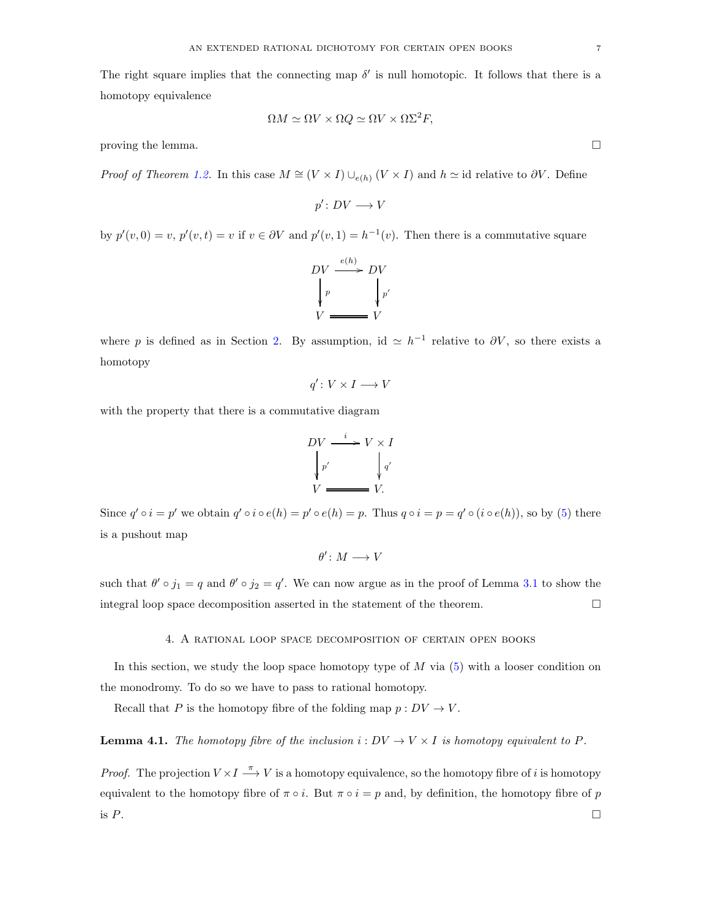The right square implies that the connecting map $\delta'$ is null homotopic. It follows that there is a homotopy equivalence

$$\Omega M \simeq \Omega V \times \Omega Q \simeq \Omega V \times \Omega\Sigma^2 F,$$

proving the lemma. □

*Proof of Theorem 1.2.* In this case $M \cong (V \times I) \cup_{e(h)} (V \times I)$ and $h \simeq \mathrm{id}$ relative to $\partial V$. Define

$$p' \colon DV \longrightarrow V$$

by $p'(v, 0) = v$, $p'(v, t) = v$ if $v \in \partial V$ and $p'(v, 1) = h^{-1}(v)$. Then there is a commutative square

$$\begin{array}{ccc} DV & \xrightarrow{e(h)} & DV \\ \downarrow{\scriptstyle p} & & \downarrow{\scriptstyle p'} \\ V & = & V \end{array}$$

where $p$ is defined as in Section 2. By assumption, $\mathrm{id} \simeq h^{-1}$ relative to $\partial V$, so there exists a homotopy

$$q' \colon V \times I \longrightarrow V$$

with the property that there is a commutative diagram

$$\begin{array}{ccc} DV & \xrightarrow{i} & V \times I \\ \downarrow{\scriptstyle p'} & & \downarrow{\scriptstyle q'} \\ V & = & V. \end{array}$$

Since $q' \circ i = p'$ we obtain $q' \circ i \circ e(h) = p' \circ e(h) = p$. Thus $q \circ i = p = q' \circ (i \circ e(h))$, so by (5) there is a pushout map

$$\theta' \colon M \longrightarrow V$$

such that $\theta' \circ j_1 = q$ and $\theta' \circ j_2 = q'$. We can now argue as in the proof of Lemma 3.1 to show the integral loop space decomposition asserted in the statement of the theorem. □

## 4. A rational loop space decomposition of certain open books

In this section, we study the loop space homotopy type of $M$ via (5) with a looser condition on the monodromy. To do so we have to pass to rational homotopy.

Recall that $P$ is the homotopy fibre of the folding map $p : DV \to V$.

**Lemma 4.1.** *The homotopy fibre of the inclusion $i : DV \to V \times I$ is homotopy equivalent to $P$.*

*Proof.* The projection $V \times I \xrightarrow{\pi} V$ is a homotopy equivalence, so the homotopy fibre of $i$ is homotopy equivalent to the homotopy fibre of $\pi \circ i$. But $\pi \circ i = p$ and, by definition, the homotopy fibre of $p$ is $P$. □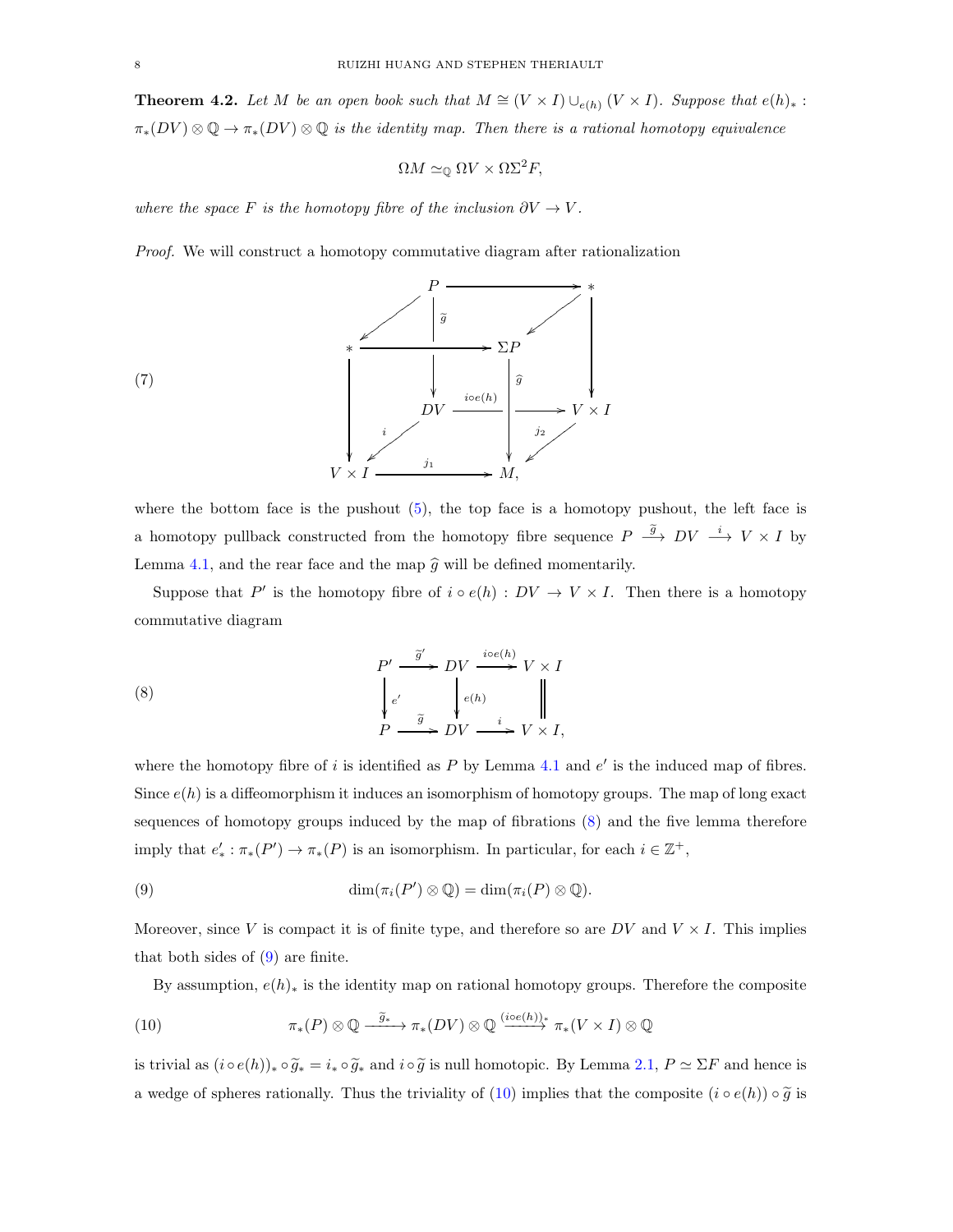**Theorem 4.2.** *Let $M$ be an open book such that $M \cong (V \times I) \cup_{e(h)} (V \times I)$. Suppose that $e(h)_* : \pi_*(DV) \otimes \mathbb{Q} \to \pi_*(DV) \otimes \mathbb{Q}$ is the identity map. Then there is a rational homotopy equivalence*

$$\Omega M \simeq_{\mathbb{Q}} \Omega V \times \Omega \Sigma^2 F,$$

*where the space $F$ is the homotopy fibre of the inclusion $\partial V \to V$.*

*Proof.* We will construct a homotopy commutative diagram after rationalization

$$
\begin{array}{ccccccc}
 & & P & \longrightarrow & & & * \\
 & \swarrow & \downarrow{\scriptstyle \widetilde{g}} & & & \swarrow & \downarrow \\
* & \longrightarrow & & & \Sigma P & & \\
\downarrow & & DV & \xrightarrow{i\circ e(h)} & \downarrow{\scriptstyle \widehat{g}} & \longrightarrow & V \times I \\
 & \swarrow{\scriptstyle i} & & & & \swarrow{\scriptstyle j_2} & \\
V \times I & & \xrightarrow{\quad j_1 \quad} & & M, & &
\end{array}
\tag{7}
$$

where the bottom face is the pushout (5), the top face is a homotopy pushout, the left face is a homotopy pullback constructed from the homotopy fibre sequence $P \xrightarrow{\widetilde{g}} DV \xrightarrow{i} V \times I$ by Lemma 4.1, and the rear face and the map $\widehat{g}$ will be defined momentarily.

Suppose that $P'$ is the homotopy fibre of $i \circ e(h) : DV \to V \times I$. Then there is a homotopy commutative diagram

$$
\begin{array}{ccccc}
P' & \xrightarrow{\widetilde{g}'} & DV & \xrightarrow{i\circ e(h)} & V \times I \\
\downarrow{\scriptstyle e'} & & \downarrow{\scriptstyle e(h)} & & \| \\
P & \xrightarrow{\widetilde{g}} & DV & \xrightarrow{i} & V \times I,
\end{array}
\tag{8}
$$

where the homotopy fibre of $i$ is identified as $P$ by Lemma 4.1 and $e'$ is the induced map of fibres. Since $e(h)$ is a diffeomorphism it induces an isomorphism of homotopy groups. The map of long exact sequences of homotopy groups induced by the map of fibrations (8) and the five lemma therefore imply that $e'_* : \pi_*(P') \to \pi_*(P)$ is an isomorphism. In particular, for each $i \in \mathbb{Z}^+$,

$$\dim(\pi_i(P') \otimes \mathbb{Q}) = \dim(\pi_i(P) \otimes \mathbb{Q}). \tag{9}$$

Moreover, since $V$ is compact it is of finite type, and therefore so are $DV$ and $V \times I$. This implies that both sides of (9) are finite.

By assumption, $e(h)_*$ is the identity map on rational homotopy groups. Therefore the composite

$$\pi_*(P) \otimes \mathbb{Q} \xrightarrow{\widetilde{g}_*} \pi_*(DV) \otimes \mathbb{Q} \xrightarrow{(i\circ e(h))_*} \pi_*(V \times I) \otimes \mathbb{Q} \tag{10}$$

is trivial as $(i \circ e(h))_* \circ \widetilde{g}_* = i_* \circ \widetilde{g}_*$ and $i \circ \widetilde{g}$ is null homotopic. By Lemma 2.1, $P \simeq \Sigma F$ and hence is a wedge of spheres rationally. Thus the triviality of (10) implies that the composite $(i \circ e(h)) \circ \widetilde{g}$ is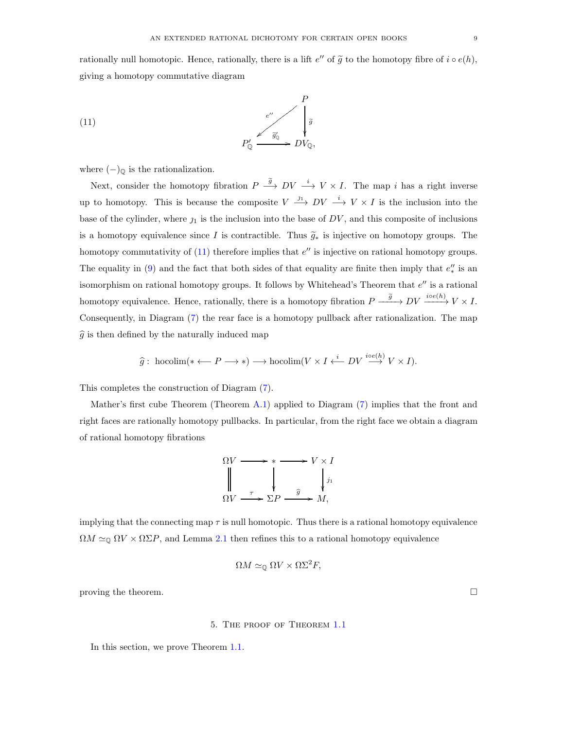rationally null homotopic. Hence, rationally, there is a lift $e''$ of $\widetilde{g}$ to the homotopy fibre of $i \circ e(h)$, giving a homotopy commutative diagram

$$
\begin{array}{ccc}
 & & P \\
 & \overset{e''}{\swarrow} & \Big\downarrow \widetilde{g} \\
P'_{\mathbb{Q}} & \xrightarrow{\ \widetilde{g}'_{\mathbb{Q}}\ } & DV_{\mathbb{Q}},
\end{array}
\tag{11}
$$

where $(-)_{\mathbb{Q}}$ is the rationalization.

Next, consider the homotopy fibration $P \xrightarrow{\widetilde{g}} DV \xrightarrow{i} V \times I$. The map $i$ has a right inverse up to homotopy. This is because the composite $V \xrightarrow{\jmath_1} DV \xrightarrow{i} V \times I$ is the inclusion into the base of the cylinder, where $\jmath_1$ is the inclusion into the base of $DV$, and this composite of inclusions is a homotopy equivalence since $I$ is contractible. Thus $\widetilde{g}_*$ is injective on homotopy groups. The homotopy commutativity of (11) therefore implies that $e''$ is injective on rational homotopy groups. The equality in (9) and the fact that both sides of that equality are finite then imply that $e''_*$ is an isomorphism on rational homotopy groups. It follows by Whitehead's Theorem that $e''$ is a rational homotopy equivalence. Hence, rationally, there is a homotopy fibration $P \xrightarrow{\ \widetilde{g}\ } DV \xrightarrow{i \circ e(h)} V \times I$. Consequently, in Diagram (7) the rear face is a homotopy pullback after rationalization. The map $\widehat{g}$ is then defined by the naturally induced map

$$\widehat{g}\colon\ \mathrm{hocolim}(* \longleftarrow P \longrightarrow *) \longrightarrow \mathrm{hocolim}(V \times I \overset{i}{\longleftarrow} DV \overset{i \circ e(h)}{\longrightarrow} V \times I).$$

This completes the construction of Diagram (7).

Mather's first cube Theorem (Theorem A.1) applied to Diagram (7) implies that the front and right faces are rationally homotopy pullbacks. In particular, from the right face we obtain a diagram of rational homotopy fibrations

$$
\begin{array}{ccccc}
\Omega V & \longrightarrow & * & \longrightarrow & V \times I \\
\Big\| & & \Big\downarrow & & \Big\downarrow \jmath_1 \\
\Omega V & \xrightarrow{\ \tau\ } & \Sigma P & \xrightarrow{\ \widehat{g}\ } & M,
\end{array}
$$

implying that the connecting map $\tau$ is null homotopic. Thus there is a rational homotopy equivalence $\Omega M \simeq_{\mathbb{Q}} \Omega V \times \Omega\Sigma P$, and Lemma 2.1 then refines this to a rational homotopy equivalence

$$\Omega M \simeq_{\mathbb{Q}} \Omega V \times \Omega \Sigma^2 F,$$

proving the theorem. $\square$

## 5. The proof of Theorem 1.1

In this section, we prove Theorem 1.1.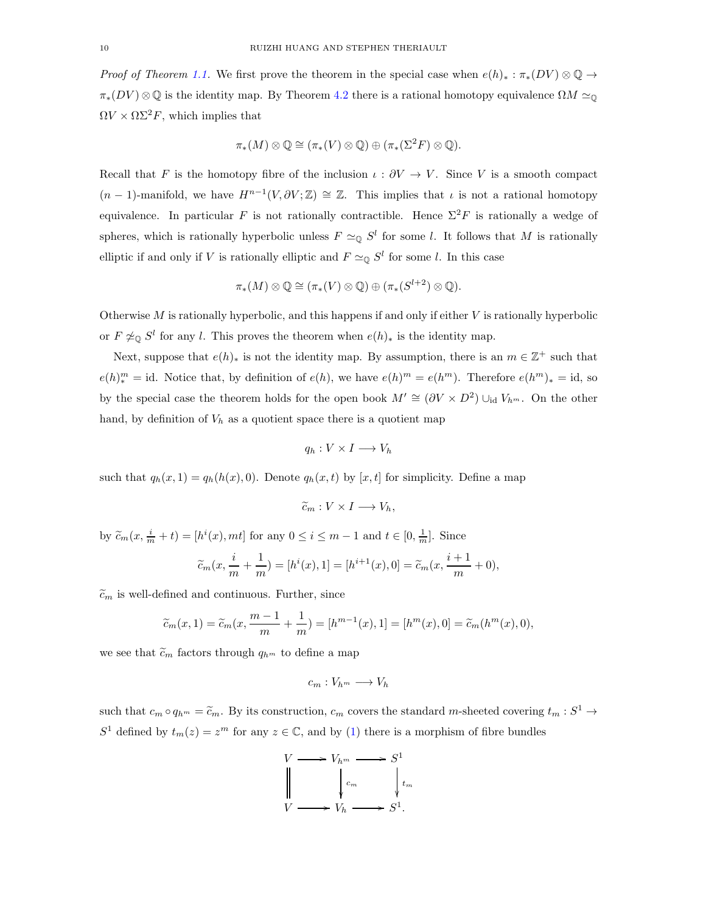*Proof of Theorem 1.1.* We first prove the theorem in the special case when $e(h)_* : \pi_*(DV) \otimes \mathbb{Q} \to \pi_*(DV) \otimes \mathbb{Q}$ is the identity map. By Theorem 4.2 there is a rational homotopy equivalence $\Omega M \simeq_{\mathbb{Q}} \Omega V \times \Omega\Sigma^2 F$, which implies that

$$\pi_*(M) \otimes \mathbb{Q} \cong (\pi_*(V) \otimes \mathbb{Q}) \oplus (\pi_*(\Sigma^2 F) \otimes \mathbb{Q}).$$

Recall that $F$ is the homotopy fibre of the inclusion $\iota : \partial V \to V$. Since $V$ is a smooth compact $(n-1)$-manifold, we have $H^{n-1}(V, \partial V; \mathbb{Z}) \cong \mathbb{Z}$. This implies that $\iota$ is not a rational homotopy equivalence. In particular $F$ is not rationally contractible. Hence $\Sigma^2 F$ is rationally a wedge of spheres, which is rationally hyperbolic unless $F \simeq_{\mathbb{Q}} S^l$ for some $l$. It follows that $M$ is rationally elliptic if and only if $V$ is rationally elliptic and $F \simeq_{\mathbb{Q}} S^l$ for some $l$. In this case

$$\pi_*(M) \otimes \mathbb{Q} \cong (\pi_*(V) \otimes \mathbb{Q}) \oplus (\pi_*(S^{l+2}) \otimes \mathbb{Q}).$$

Otherwise $M$ is rationally hyperbolic, and this happens if and only if either $V$ is rationally hyperbolic or $F \not\simeq_{\mathbb{Q}} S^l$ for any $l$. This proves the theorem when $e(h)_*$ is the identity map.

Next, suppose that $e(h)_*$ is not the identity map. By assumption, there is an $m \in \mathbb{Z}^+$ such that $e(h)_*^m = \mathrm{id}$. Notice that, by definition of $e(h)$, we have $e(h)^m = e(h^m)$. Therefore $e(h^m)_* = \mathrm{id}$, so by the special case the theorem holds for the open book $M' \cong (\partial V \times D^2) \cup_{\mathrm{id}} V_{h^m}$. On the other hand, by definition of $V_h$ as a quotient space there is a quotient map

$$q_h : V \times I \longrightarrow V_h$$

such that $q_h(x, 1) = q_h(h(x), 0)$. Denote $q_h(x, t)$ by $[x, t]$ for simplicity. Define a map

$$\widetilde{c}_m : V \times I \longrightarrow V_h,$$

by $\widetilde{c}_m(x, \frac{i}{m} + t) = [h^i(x), mt]$ for any $0 \le i \le m-1$ and $t \in [0, \frac{1}{m}]$. Since

$$\widetilde{c}_m(x, \frac{i}{m} + \frac{1}{m}) = [h^i(x), 1] = [h^{i+1}(x), 0] = \widetilde{c}_m(x, \frac{i+1}{m} + 0),$$

$\widetilde{c}_m$ is well-defined and continuous. Further, since

$$\widetilde{c}_m(x, 1) = \widetilde{c}_m(x, \frac{m-1}{m} + \frac{1}{m}) = [h^{m-1}(x), 1] = [h^m(x), 0] = \widetilde{c}_m(h^m(x), 0),$$

we see that $\widetilde{c}_m$ factors through $q_{h^m}$ to define a map

$$c_m : V_{h^m} \longrightarrow V_h$$

such that $c_m \circ q_{h^m} = \widetilde{c}_m$. By its construction, $c_m$ covers the standard $m$-sheeted covering $t_m : S^1 \to S^1$ defined by $t_m(z) = z^m$ for any $z \in \mathbb{C}$, and by (1) there is a morphism of fibre bundles

$$\begin{array}{ccccc} V & \longrightarrow & V_{h^m} & \longrightarrow & S^1 \\ \Big\| & & \Big\downarrow{\scriptstyle c_m} & & \Big\downarrow{\scriptstyle t_m} \\ V & \longrightarrow & V_h & \longrightarrow & S^1. \end{array}$$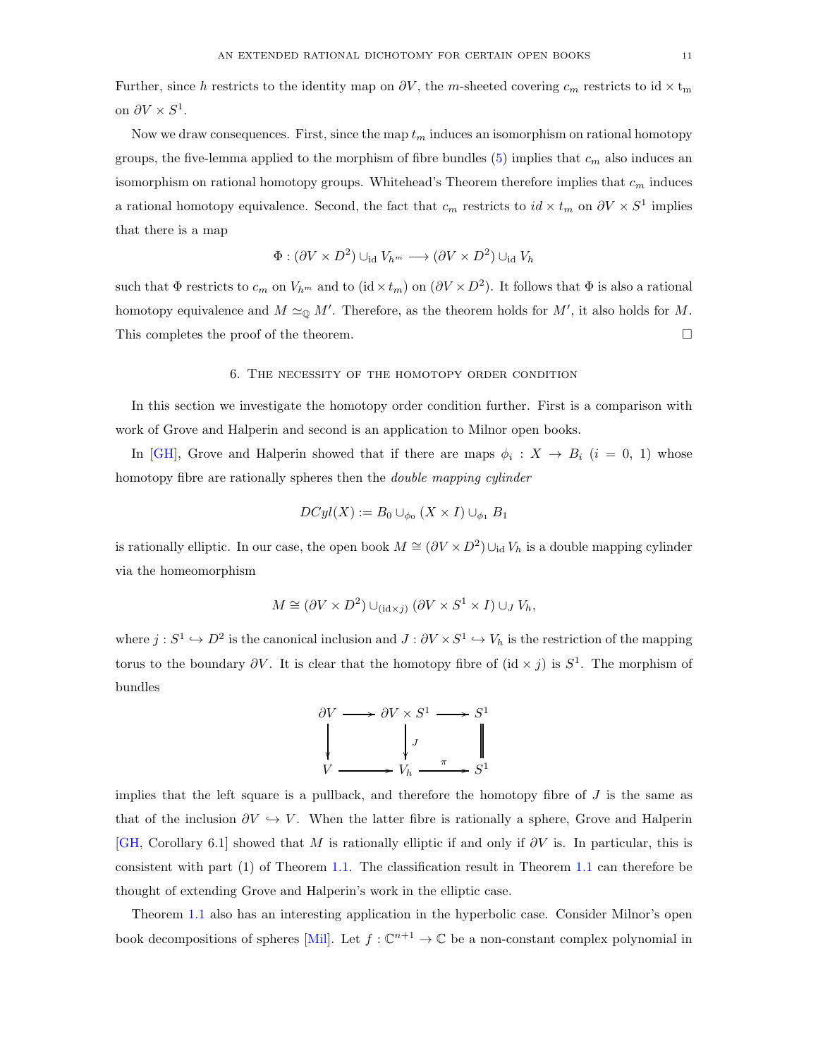Further, since $h$ restricts to the identity map on $\partial V$, the $m$-sheeted covering $c_m$ restricts to $\mathrm{id} \times \mathrm{t_m}$ on $\partial V \times S^1$.

Now we draw consequences. First, since the map $t_m$ induces an isomorphism on rational homotopy groups, the five-lemma applied to the morphism of fibre bundles (5) implies that $c_m$ also induces an isomorphism on rational homotopy groups. Whitehead's Theorem therefore implies that $c_m$ induces a rational homotopy equivalence. Second, the fact that $c_m$ restricts to $id \times t_m$ on $\partial V \times S^1$ implies that there is a map

$$\Phi : (\partial V \times D^2) \cup_{\mathrm{id}} V_{h^m} \longrightarrow (\partial V \times D^2) \cup_{\mathrm{id}} V_h$$

such that $\Phi$ restricts to $c_m$ on $V_{h^m}$ and to $(\mathrm{id} \times t_m)$ on $(\partial V \times D^2)$. It follows that $\Phi$ is also a rational homotopy equivalence and $M \simeq_{\mathbb{Q}} M'$. Therefore, as the theorem holds for $M'$, it also holds for $M$. This completes the proof of the theorem. $\square$

## 6. The necessity of the homotopy order condition

In this section we investigate the homotopy order condition further. First is a comparison with work of Grove and Halperin and second is an application to Milnor open books.

In [GH], Grove and Halperin showed that if there are maps $\phi_i : X \to B_i$ ($i = 0, 1$) whose homotopy fibre are rationally spheres then the *double mapping cylinder*

$$DCyl(X) := B_0 \cup_{\phi_0} (X \times I) \cup_{\phi_1} B_1$$

is rationally elliptic. In our case, the open book $M \cong (\partial V \times D^2) \cup_{\mathrm{id}} V_h$ is a double mapping cylinder via the homeomorphism

$$M \cong (\partial V \times D^2) \cup_{(\mathrm{id} \times j)} (\partial V \times S^1 \times I) \cup_J V_h,$$

where $j : S^1 \hookrightarrow D^2$ is the canonical inclusion and $J : \partial V \times S^1 \hookrightarrow V_h$ is the restriction of the mapping torus to the boundary $\partial V$. It is clear that the homotopy fibre of $(\mathrm{id} \times j)$ is $S^1$. The morphism of bundles

$$\begin{array}{ccccc} \partial V & \longrightarrow & \partial V \times S^1 & \longrightarrow & S^1 \\ \downarrow & & \downarrow J & & \| \\ V & \longrightarrow & V_h & \xrightarrow{\pi} & S^1 \end{array}$$

implies that the left square is a pullback, and therefore the homotopy fibre of $J$ is the same as that of the inclusion $\partial V \hookrightarrow V$. When the latter fibre is rationally a sphere, Grove and Halperin [GH, Corollary 6.1] showed that $M$ is rationally elliptic if and only if $\partial V$ is. In particular, this is consistent with part (1) of Theorem 1.1. The classification result in Theorem 1.1 can therefore be thought of extending Grove and Halperin's work in the elliptic case.

Theorem 1.1 also has an interesting application in the hyperbolic case. Consider Milnor's open book decompositions of spheres [Mil]. Let $f : \mathbb{C}^{n+1} \to \mathbb{C}$ be a non-constant complex polynomial in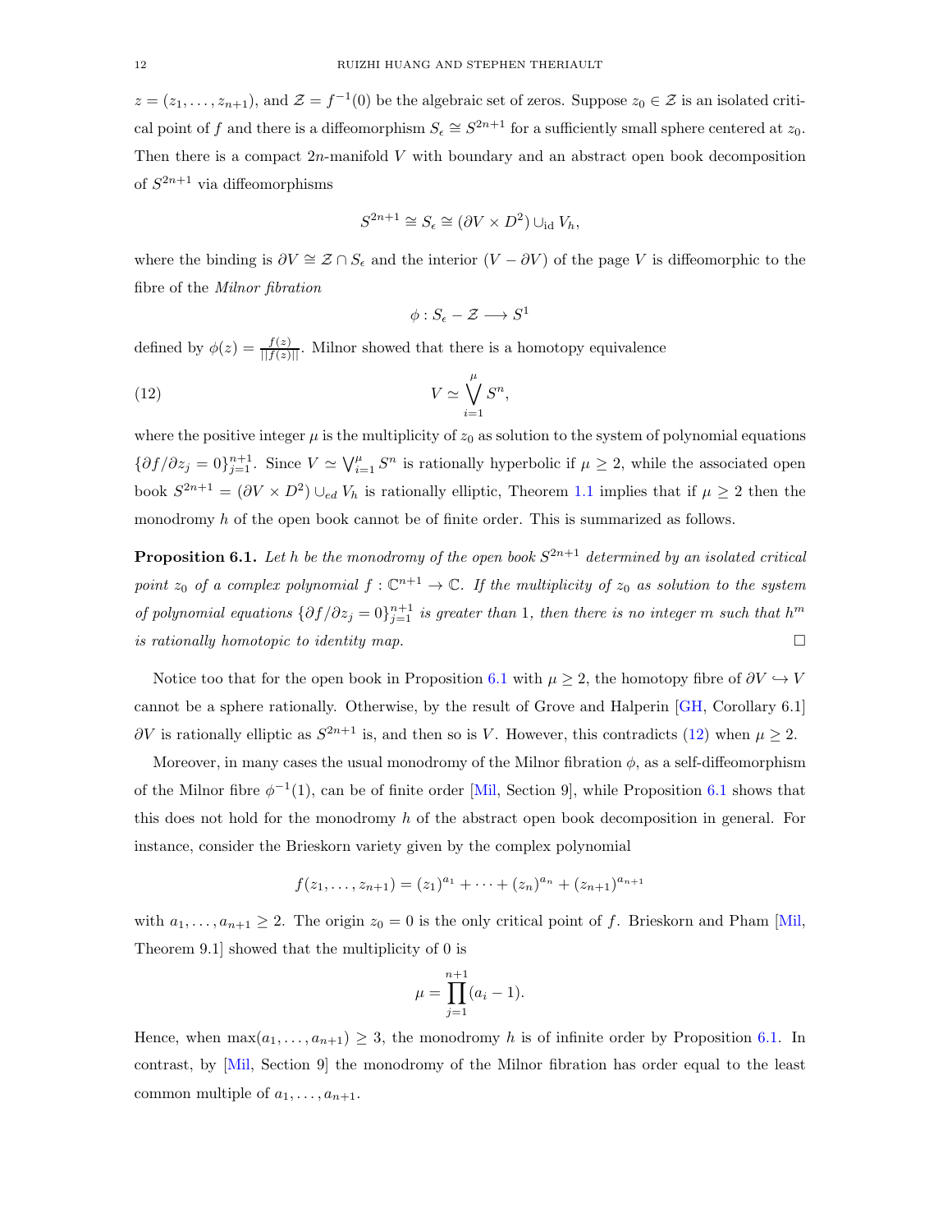$z = (z_1, \dots, z_{n+1})$, and $\mathcal{Z} = f^{-1}(0)$ be the algebraic set of zeros. Suppose $z_0 \in \mathcal{Z}$ is an isolated critical point of $f$ and there is a diffeomorphism $S_\epsilon \cong S^{2n+1}$ for a sufficiently small sphere centered at $z_0$. Then there is a compact $2n$-manifold $V$ with boundary and an abstract open book decomposition of $S^{2n+1}$ via diffeomorphisms

$$S^{2n+1} \cong S_\epsilon \cong (\partial V \times D^2) \cup_{\mathrm{id}} V_h,$$

where the binding is $\partial V \cong \mathcal{Z} \cap S_\epsilon$ and the interior $(V - \partial V)$ of the page $V$ is diffeomorphic to the fibre of the *Milnor fibration*

$$\phi : S_\epsilon - \mathcal{Z} \longrightarrow S^1$$

defined by $\phi(z) = \frac{f(z)}{||f(z)||}$. Milnor showed that there is a homotopy equivalence

$$V \simeq \bigvee_{i=1}^{\mu} S^n, \tag{12}$$

where the positive integer $\mu$ is the multiplicity of $z_0$ as solution to the system of polynomial equations $\{\partial f/\partial z_j = 0\}_{j=1}^{n+1}$. Since $V \simeq \bigvee_{i=1}^{\mu} S^n$ is rationally hyperbolic if $\mu \geq 2$, while the associated open book $S^{2n+1} = (\partial V \times D^2) \cup_{ed} V_h$ is rationally elliptic, Theorem 1.1 implies that if $\mu \geq 2$ then the monodromy $h$ of the open book cannot be of finite order. This is summarized as follows.

**Proposition 6.1.** *Let $h$ be the monodromy of the open book $S^{2n+1}$ determined by an isolated critical point $z_0$ of a complex polynomial $f : \mathbb{C}^{n+1} \to \mathbb{C}$. If the multiplicity of $z_0$ as solution to the system of polynomial equations $\{\partial f/\partial z_j = 0\}_{j=1}^{n+1}$ is greater than 1, then there is no integer $m$ such that $h^m$ is rationally homotopic to identity map.* □

Notice too that for the open book in Proposition 6.1 with $\mu \geq 2$, the homotopy fibre of $\partial V \hookrightarrow V$ cannot be a sphere rationally. Otherwise, by the result of Grove and Halperin [GH, Corollary 6.1] $\partial V$ is rationally elliptic as $S^{2n+1}$ is, and then so is $V$. However, this contradicts (12) when $\mu \geq 2$.

Moreover, in many cases the usual monodromy of the Milnor fibration $\phi$, as a self-diffeomorphism of the Milnor fibre $\phi^{-1}(1)$, can be of finite order [Mil, Section 9], while Proposition 6.1 shows that this does not hold for the monodromy $h$ of the abstract open book decomposition in general. For instance, consider the Brieskorn variety given by the complex polynomial

$$f(z_1, \dots, z_{n+1}) = (z_1)^{a_1} + \cdots + (z_n)^{a_n} + (z_{n+1})^{a_{n+1}}$$

with $a_1, \dots, a_{n+1} \geq 2$. The origin $z_0 = 0$ is the only critical point of $f$. Brieskorn and Pham [Mil, Theorem 9.1] showed that the multiplicity of 0 is

$$\mu = \prod_{j=1}^{n+1} (a_i - 1).$$

Hence, when $\max(a_1, \dots, a_{n+1}) \geq 3$, the monodromy $h$ is of infinite order by Proposition 6.1. In contrast, by [Mil, Section 9] the monodromy of the Milnor fibration has order equal to the least common multiple of $a_1, \dots, a_{n+1}$.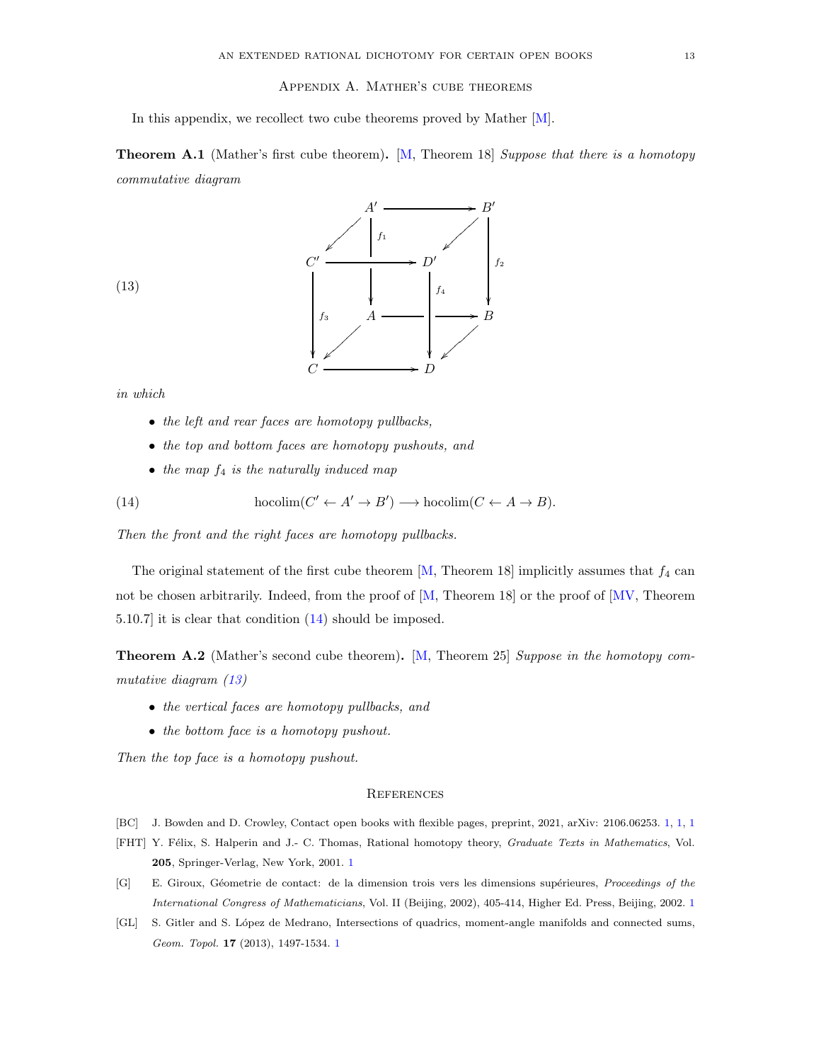## Appendix A. Mather's cube theorems

In this appendix, we recollect two cube theorems proved by Mather [M].

**Theorem A.1** (Mather's first cube theorem)**.** [M, Theorem 18] *Suppose that there is a homotopy commutative diagram*

$$
\begin{array}{ccccc}
 & A' & \longrightarrow & B' & \\
\swarrow & \downarrow f_1 & & \swarrow & \downarrow f_2 \\
C' & \longrightarrow & D' & & \\
\downarrow f_3 & A & \longrightarrow & \downarrow f_4 & B \\
 & \swarrow & & & \swarrow \\
C & \longrightarrow & D & &
\end{array}
\tag{13}
$$

*in which*

- *the left and rear faces are homotopy pullbacks,*
- *the top and bottom faces are homotopy pushouts, and*
- *the map $f_4$ is the naturally induced map*

$$\operatorname{hocolim}(C' \leftarrow A' \to B') \longrightarrow \operatorname{hocolim}(C \leftarrow A \to B). \tag{14}$$

*Then the front and the right faces are homotopy pullbacks.*

The original statement of the first cube theorem [M, Theorem 18] implicitly assumes that $f_4$ can not be chosen arbitrarily. Indeed, from the proof of [M, Theorem 18] or the proof of [MV, Theorem 5.10.7] it is clear that condition (14) should be imposed.

**Theorem A.2** (Mather's second cube theorem)**.** [M, Theorem 25] *Suppose in the homotopy commutative diagram (13)*

- *the vertical faces are homotopy pullbacks, and*
- *the bottom face is a homotopy pushout.*

*Then the top face is a homotopy pushout.*

## References

[BC] J. Bowden and D. Crowley, Contact open books with flexible pages, preprint, 2021, arXiv: 2106.06253. 1, 1, 1

[FHT] Y. Félix, S. Halperin and J.- C. Thomas, Rational homotopy theory, *Graduate Texts in Mathematics*, Vol. **205**, Springer-Verlag, New York, 2001. 1

[G] E. Giroux, Géometrie de contact: de la dimension trois vers les dimensions supérieures, *Proceedings of the International Congress of Mathematicians*, Vol. II (Beijing, 2002), 405-414, Higher Ed. Press, Beijing, 2002. 1

[GL] S. Gitler and S. López de Medrano, Intersections of quadrics, moment-angle manifolds and connected sums, *Geom. Topol.* **17** (2013), 1497-1534. 1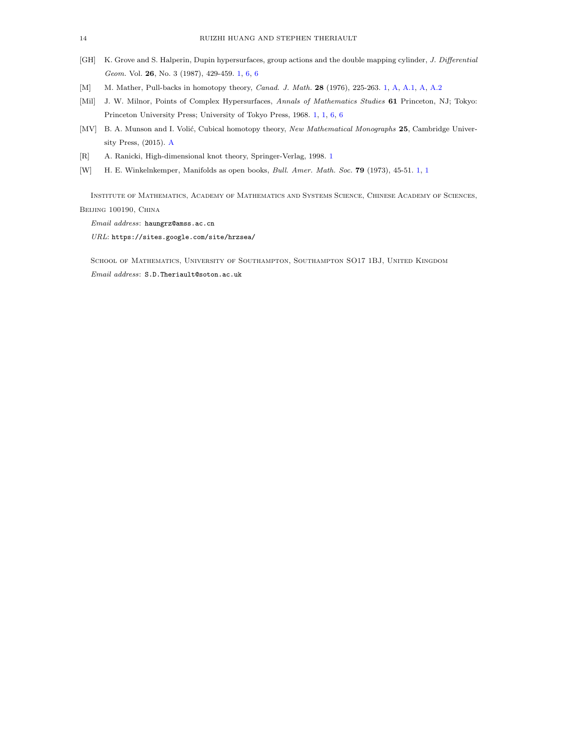[GH] K. Grove and S. Halperin, Dupin hypersurfaces, group actions and the double mapping cylinder, *J. Differential Geom.* Vol. **26**, No. 3 (1987), 429-459. 1, 6, 6

[M] M. Mather, Pull-backs in homotopy theory, *Canad. J. Math.* **28** (1976), 225-263. 1, A, A.1, A, A.2

[Mil] J. W. Milnor, Points of Complex Hypersurfaces, *Annals of Mathematics Studies* **61** Princeton, NJ; Tokyo: Princeton University Press; University of Tokyo Press, 1968. 1, 1, 6, 6

[MV] B. A. Munson and I. Volić, Cubical homotopy theory, *New Mathematical Monographs* **25**, Cambridge University Press, (2015). A

[R] A. Ranicki, High-dimensional knot theory, Springer-Verlag, 1998. 1

[W] H. E. Winkelnkemper, Manifolds as open books, *Bull. Amer. Math. Soc.* **79** (1973), 45-51. 1, 1

Institute of Mathematics, Academy of Mathematics and Systems Science, Chinese Academy of Sciences, Beijing 100190, China

*Email address*: `haungrz@amss.ac.cn`

*URL*: `https://sites.google.com/site/hrzsea/`

School of Mathematics, University of Southampton, Southampton SO17 1BJ, United Kingdom

*Email address*: `S.D.Theriault@soton.ac.uk`